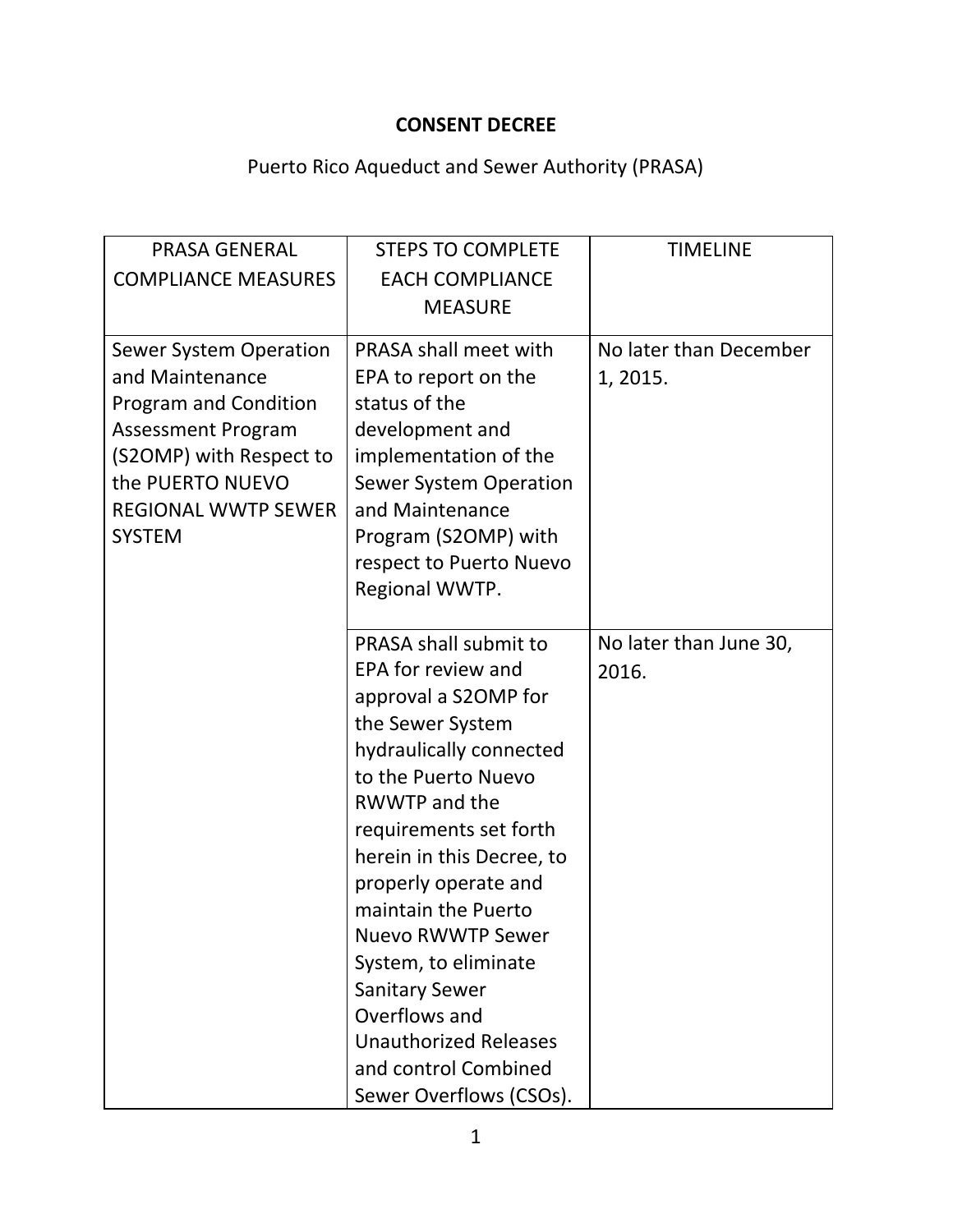**CONSENT DECREE**

Puerto Rico Aqueduct and Sewer Authority (PRASA)

| PRASA GENERAL COMPLIANCE MEASURES | STEPS TO COMPLETE EACH COMPLIANCE MEASURE | TIMELINE |
| --- | --- | --- |
| Sewer System Operation and Maintenance Program and Condition Assessment Program (S2OMP) with Respect to the PUERTO NUEVO REGIONAL WWTP SEWER SYSTEM | PRASA shall meet with EPA to report on the status of the development and implementation of the Sewer System Operation and Maintenance Program (S2OMP) with respect to Puerto Nuevo Regional WWTP. | No later than December 1, 2015. |
| | PRASA shall submit to EPA for review and approval a S2OMP for the Sewer System hydraulically connected to the Puerto Nuevo RWWTP and the requirements set forth herein in this Decree, to properly operate and maintain the Puerto Nuevo RWWTP Sewer System, to eliminate Sanitary Sewer Overflows and Unauthorized Releases and control Combined Sewer Overflows (CSOs). | No later than June 30, 2016. |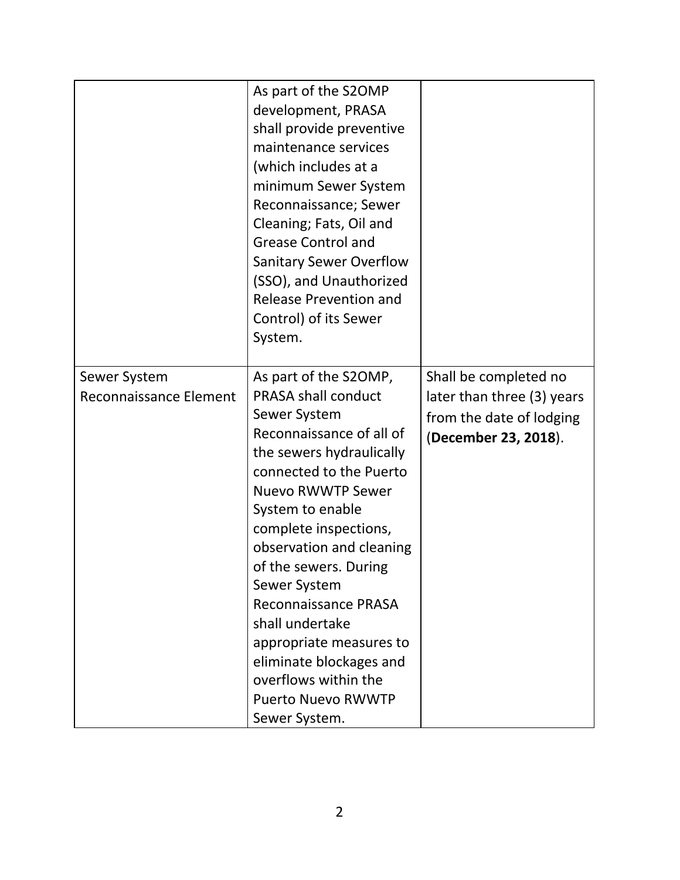| | | |
|---|---|---|
| | As part of the S2OMP development, PRASA shall provide preventive maintenance services (which includes at a minimum Sewer System Reconnaissance; Sewer Cleaning; Fats, Oil and Grease Control and Sanitary Sewer Overflow (SSO), and Unauthorized Release Prevention and Control) of its Sewer System. | |
| Sewer System Reconnaissance Element | As part of the S2OMP, PRASA shall conduct Sewer System Reconnaissance of all of the sewers hydraulically connected to the Puerto Nuevo RWWTP Sewer System to enable complete inspections, observation and cleaning of the sewers. During Sewer System Reconnaissance PRASA shall undertake appropriate measures to eliminate blockages and overflows within the Puerto Nuevo RWWTP Sewer System. | Shall be completed no later than three (3) years from the date of lodging (**December 23, 2018**). |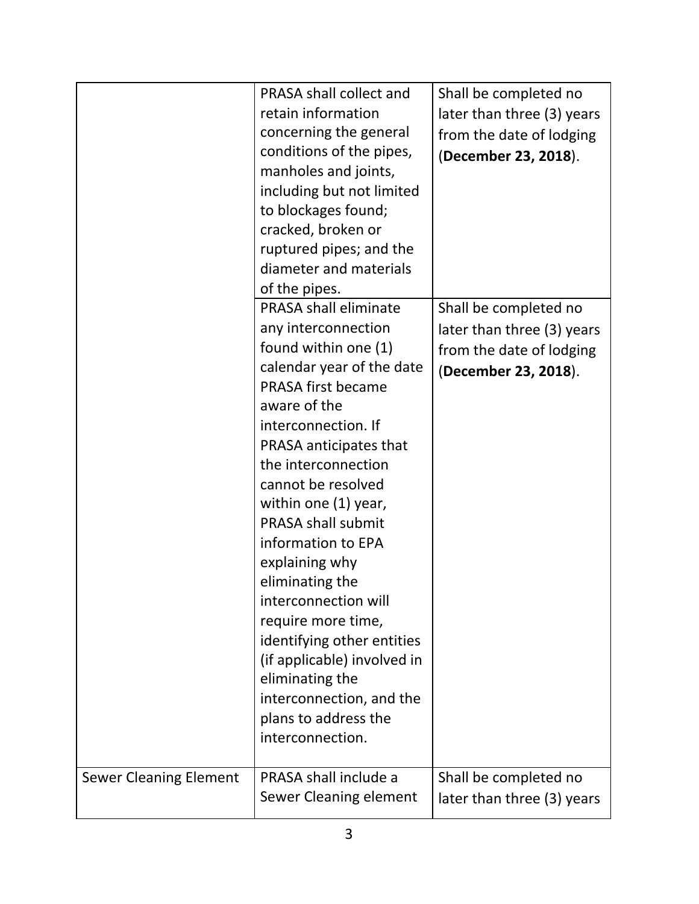| | | |
|---|---|---|
| | PRASA shall collect and retain information concerning the general conditions of the pipes, manholes and joints, including but not limited to blockages found; cracked, broken or ruptured pipes; and the diameter and materials of the pipes. | Shall be completed no later than three (3) years from the date of lodging (**December 23, 2018**). |
| | PRASA shall eliminate any interconnection found within one (1) calendar year of the date PRASA first became aware of the interconnection. If PRASA anticipates that the interconnection cannot be resolved within one (1) year, PRASA shall submit information to EPA explaining why eliminating the interconnection will require more time, identifying other entities (if applicable) involved in eliminating the interconnection, and the plans to address the interconnection. | Shall be completed no later than three (3) years from the date of lodging (**December 23, 2018**). |
| Sewer Cleaning Element | PRASA shall include a Sewer Cleaning element | Shall be completed no later than three (3) years |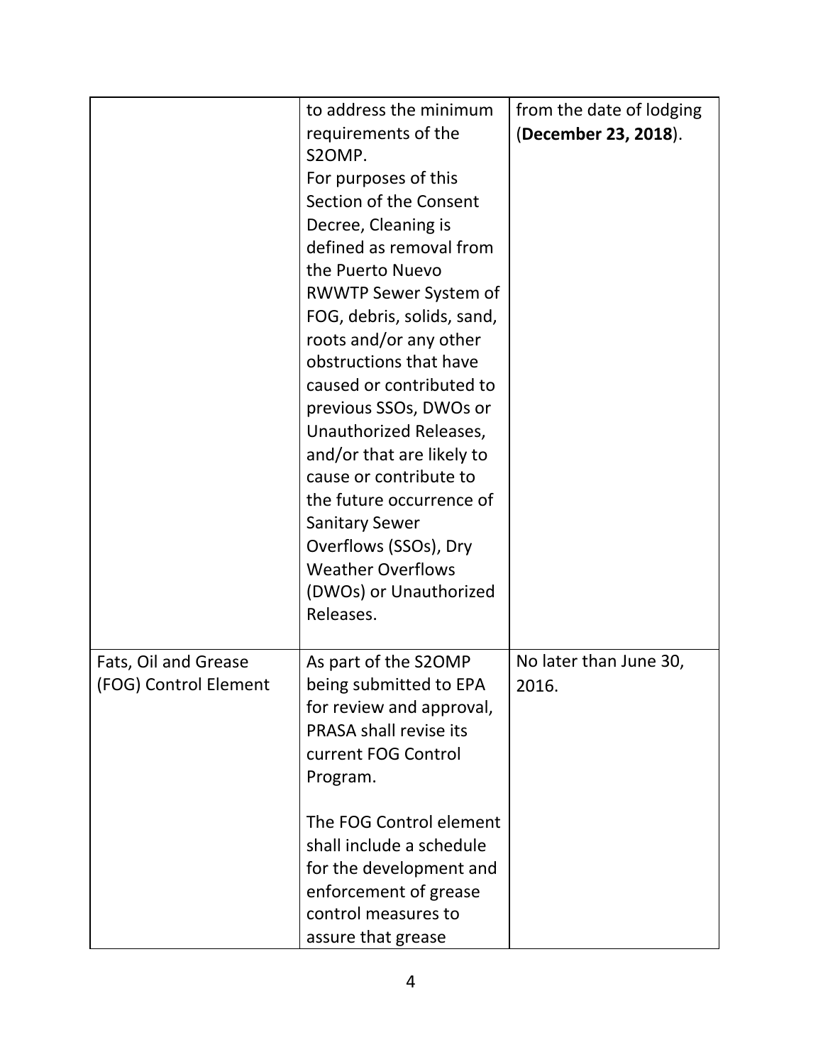| | | |
|---|---|---|
| | to address the minimum requirements of the S2OMP.<br>For purposes of this Section of the Consent Decree, Cleaning is defined as removal from the Puerto Nuevo RWWTP Sewer System of FOG, debris, solids, sand, roots and/or any other obstructions that have caused or contributed to previous SSOs, DWOs or Unauthorized Releases, and/or that are likely to cause or contribute to the future occurrence of Sanitary Sewer Overflows (SSOs), Dry Weather Overflows (DWOs) or Unauthorized Releases. | from the date of lodging (**December 23, 2018**). |
| Fats, Oil and Grease (FOG) Control Element | As part of the S2OMP being submitted to EPA for review and approval, PRASA shall revise its current FOG Control Program.<br><br>The FOG Control element shall include a schedule for the development and enforcement of grease control measures to assure that grease | No later than June 30, 2016. |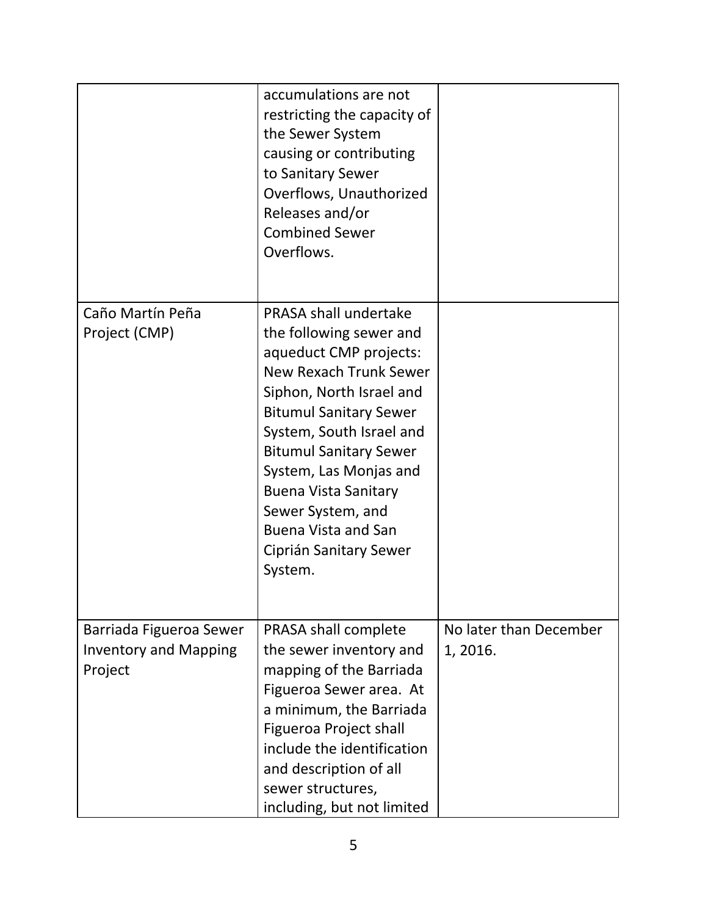| | | |
|---|---|---|
| | accumulations are not restricting the capacity of the Sewer System causing or contributing to Sanitary Sewer Overflows, Unauthorized Releases and/or Combined Sewer Overflows. | |
| Caño Martín Peña Project (CMP) | PRASA shall undertake the following sewer and aqueduct CMP projects: New Rexach Trunk Sewer Siphon, North Israel and Bitumul Sanitary Sewer System, South Israel and Bitumul Sanitary Sewer System, Las Monjas and Buena Vista Sanitary Sewer System, and Buena Vista and San Ciprián Sanitary Sewer System. | |
| Barriada Figueroa Sewer Inventory and Mapping Project | PRASA shall complete the sewer inventory and mapping of the Barriada Figueroa Sewer area. At a minimum, the Barriada Figueroa Project shall include the identification and description of all sewer structures, including, but not limited | No later than December 1, 2016. |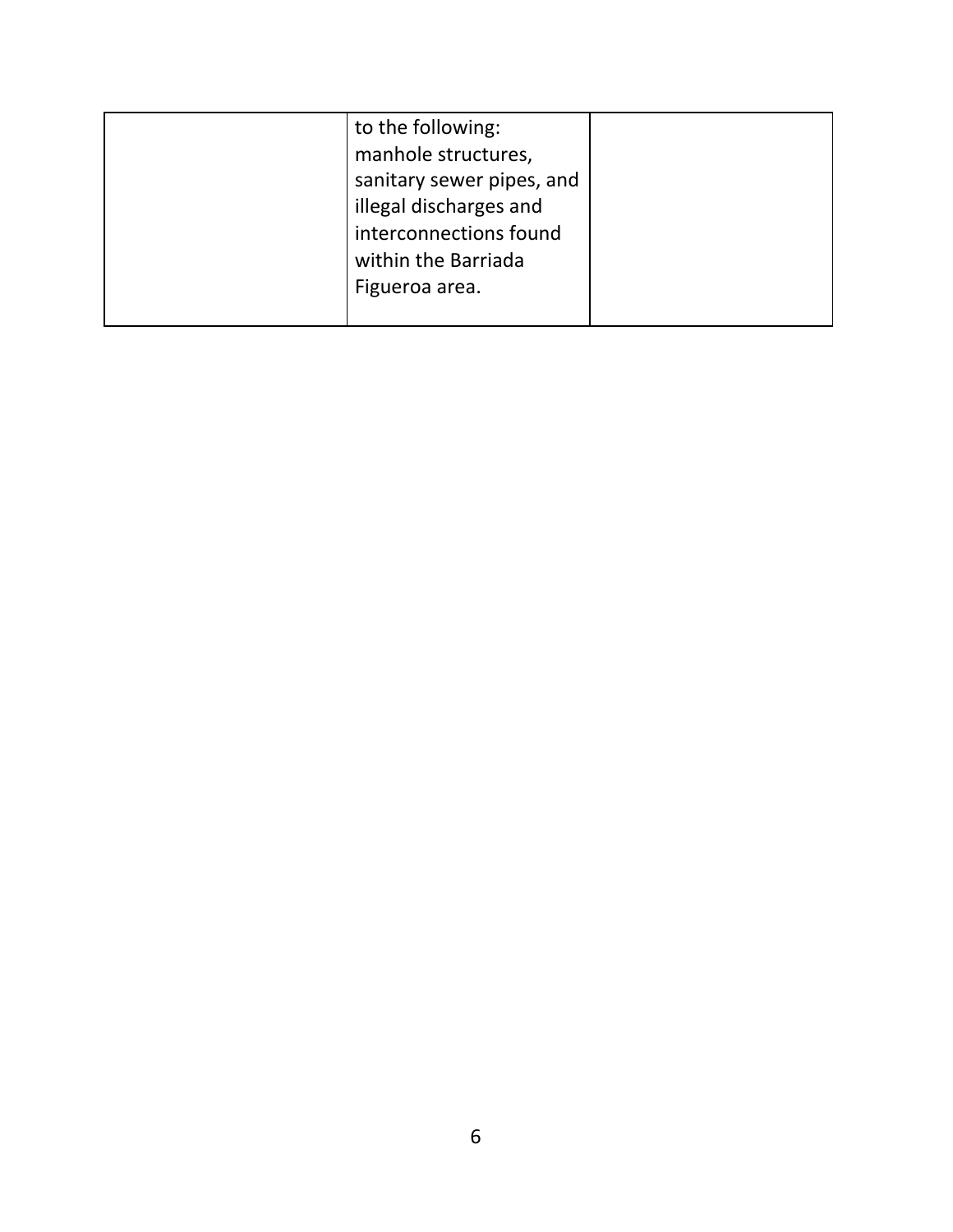| | | |
|---|---|---|
| | to the following: manhole structures, sanitary sewer pipes, and illegal discharges and interconnections found within the Barriada Figueroa area. | |